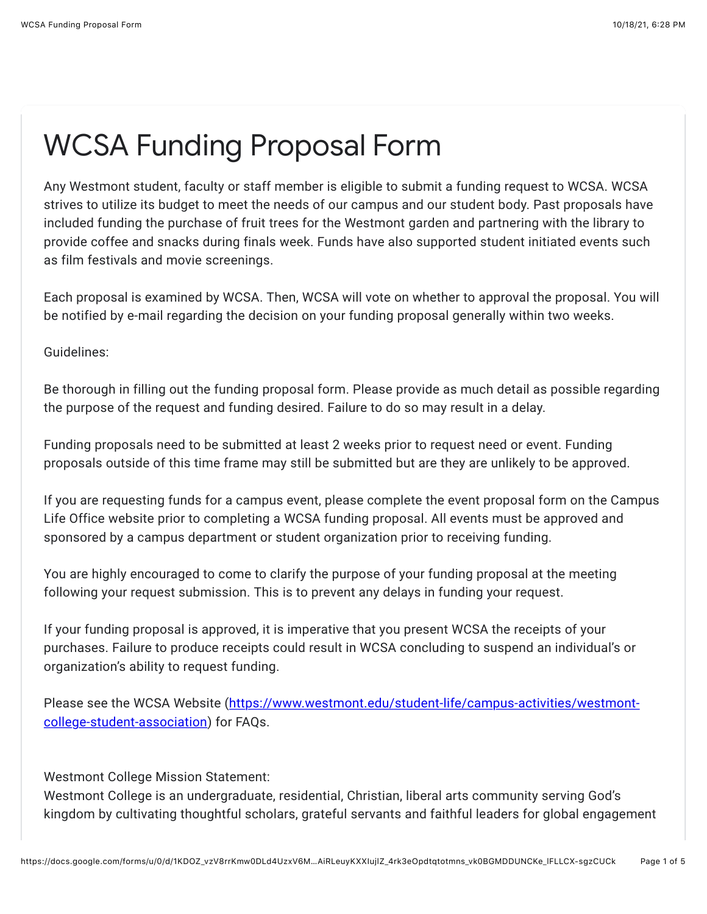# WCSA Funding Proposal Form

Any Westmont student, faculty or staff member is eligible to submit a funding request to WCSA. WCSA strives to utilize its budget to meet the needs of our campus and our student body. Past proposals have included funding the purchase of fruit trees for the Westmont garden and partnering with the library to provide coffee and snacks during finals week. Funds have also supported student initiated events such as film festivals and movie screenings.

Each proposal is examined by WCSA. Then, WCSA will vote on whether to approval the proposal. You will be notified by e-mail regarding the decision on your funding proposal generally within two weeks.

Guidelines:

Be thorough in filling out the funding proposal form. Please provide as much detail as possible regarding the purpose of the request and funding desired. Failure to do so may result in a delay.

Funding proposals need to be submitted at least 2 weeks prior to request need or event. Funding proposals outside of this time frame may still be submitted but are they are unlikely to be approved.

If you are requesting funds for a campus event, please complete the event proposal form on the Campus Life Office website prior to completing a WCSA funding proposal. All events must be approved and sponsored by a campus department or student organization prior to receiving funding.

You are highly encouraged to come to clarify the purpose of your funding proposal at the meeting following your request submission. This is to prevent any delays in funding your request.

If your funding proposal is approved, it is imperative that you present WCSA the receipts of your purchases. Failure to produce receipts could result in WCSA concluding to suspend an individual's or organization's ability to request funding.

Please see the WCSA Website ([https://www.westmont.edu/student-life/campus-activities/westmont-college-student-association](https://www.westmont.edu/student-life/campus-activities/westmont-college-student-association)) for FAQs.

Westmont College Mission Statement:
Westmont College is an undergraduate, residential, Christian, liberal arts community serving God's kingdom by cultivating thoughtful scholars, grateful servants and faithful leaders for global engagement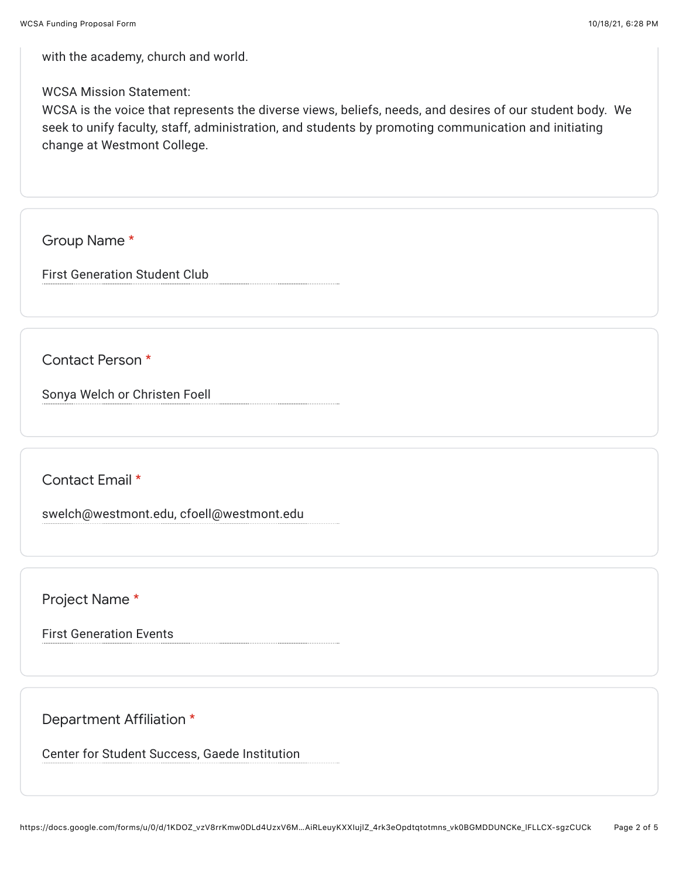with the academy, church and world.

WCSA Mission Statement:
WCSA is the voice that represents the diverse views, beliefs, needs, and desires of our student body. We seek to unify faculty, staff, administration, and students by promoting communication and initiating change at Westmont College.

Group Name *

First Generation Student Club

Contact Person *

Sonya Welch or Christen Foell

Contact Email *

swelch@westmont.edu, cfoell@westmont.edu

Project Name *

First Generation Events

Department Affiliation *

Center for Student Success, Gaede Institution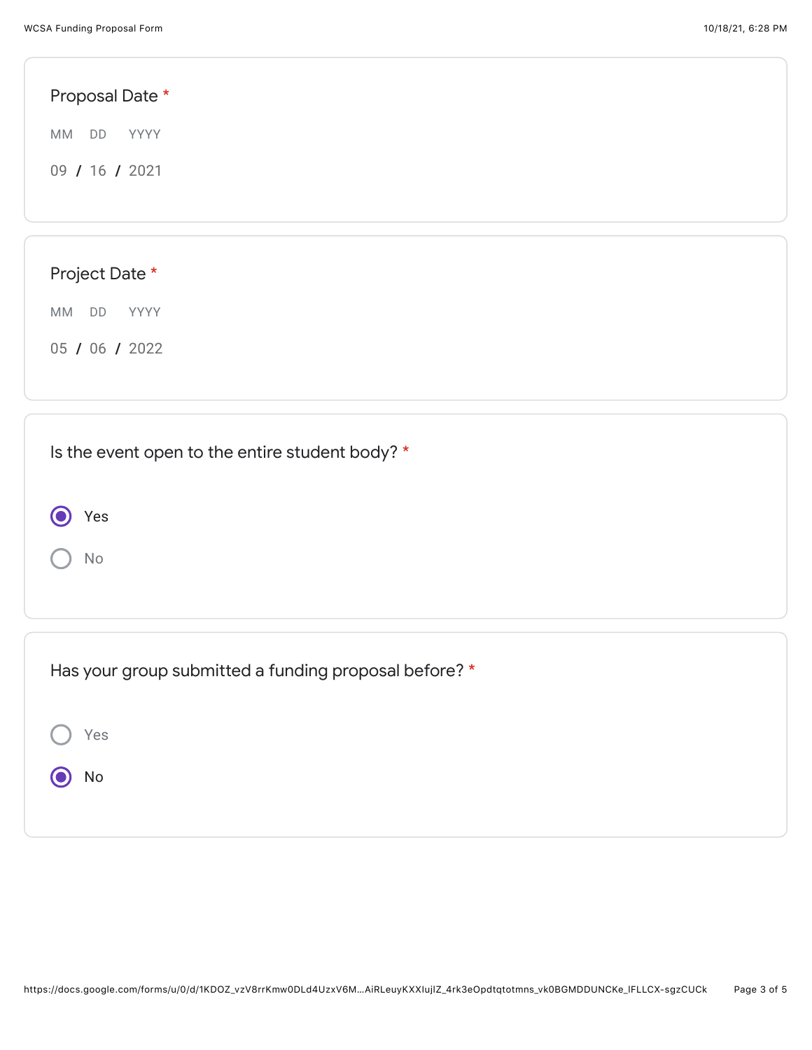**Proposal Date** *

MM DD YYYY

09 / 16 / 2021

**Project Date** *

MM DD YYYY

05 / 06 / 2022

**Is the event open to the entire student body?** *

- (●) Yes
- ( ) No

**Has your group submitted a funding proposal before?** *

- ( ) Yes
- (●) No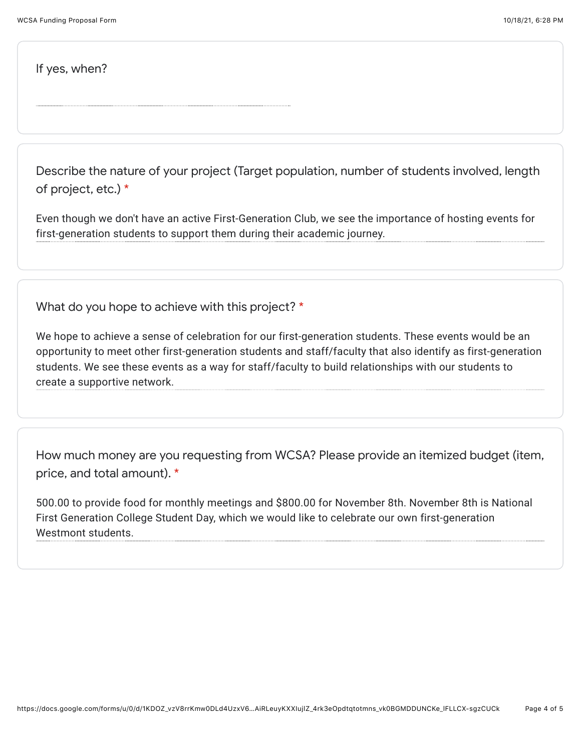If yes, when?

Describe the nature of your project (Target population, number of students involved, length of project, etc.) *

Even though we don't have an active First-Generation Club, we see the importance of hosting events for first-generation students to support them during their academic journey.

What do you hope to achieve with this project? *

We hope to achieve a sense of celebration for our first-generation students. These events would be an opportunity to meet other first-generation students and staff/faculty that also identify as first-generation students. We see these events as a way for staff/faculty to build relationships with our students to create a supportive network.

How much money are you requesting from WCSA? Please provide an itemized budget (item, price, and total amount). *

500.00 to provide food for monthly meetings and $800.00 for November 8th. November 8th is National First Generation College Student Day, which we would like to celebrate our own first-generation Westmont students.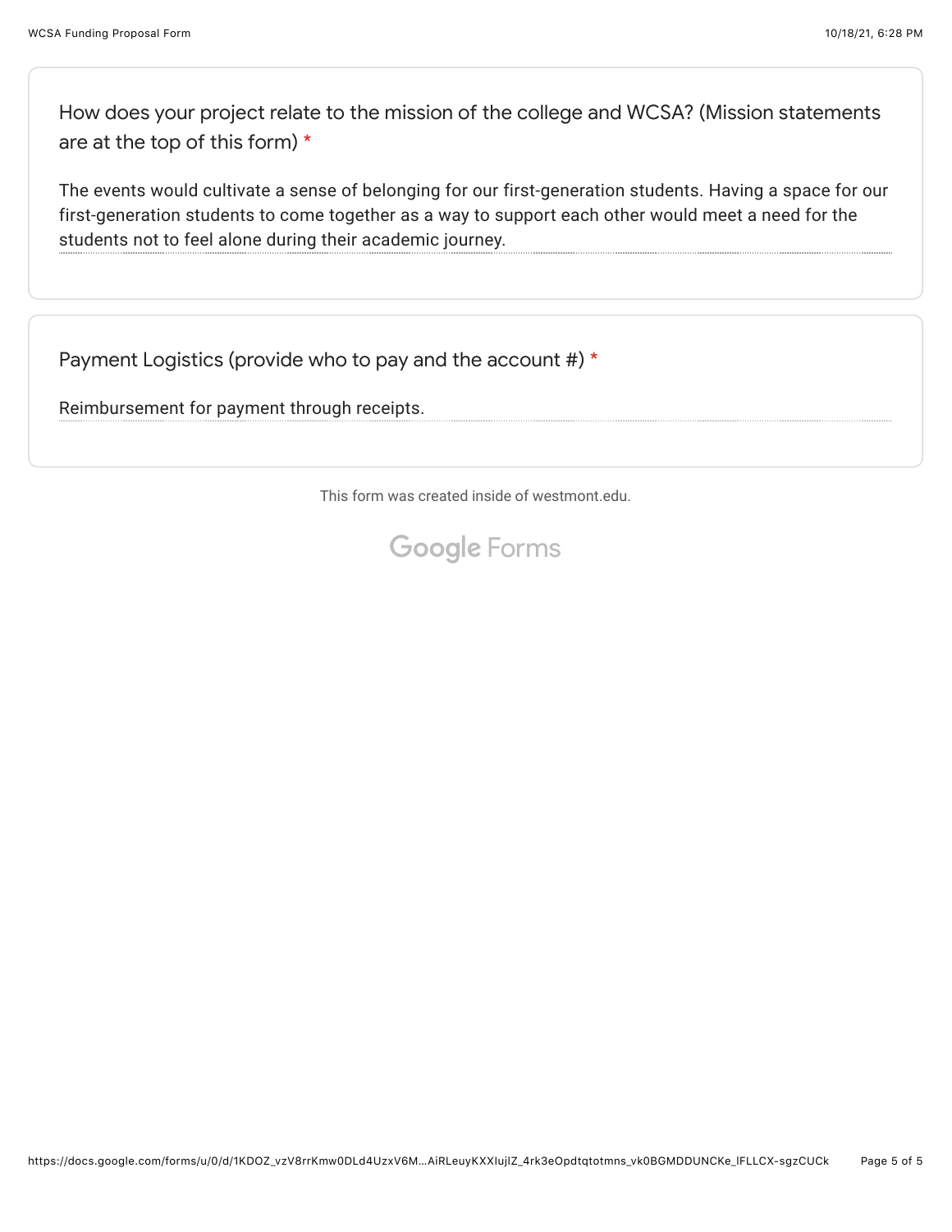How does your project relate to the mission of the college and WCSA? (Mission statements are at the top of this form) *

The events would cultivate a sense of belonging for our first-generation students. Having a space for our first-generation students to come together as a way to support each other would meet a need for the students not to feel alone during their academic journey.

Payment Logistics (provide who to pay and the account #) *

Reimbursement for payment through receipts.

This form was created inside of westmont.edu.

Google Forms